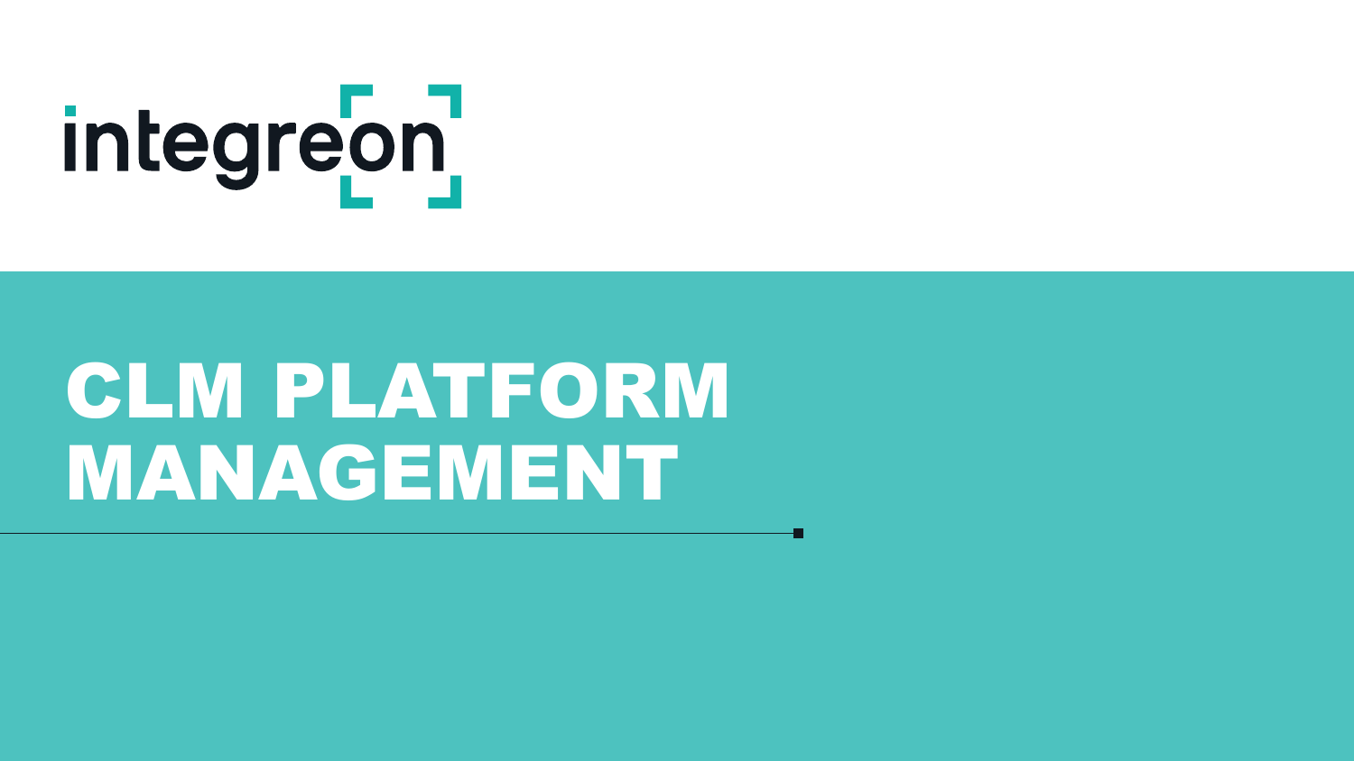integreon

# CLM PLATFORM MANAGEMENT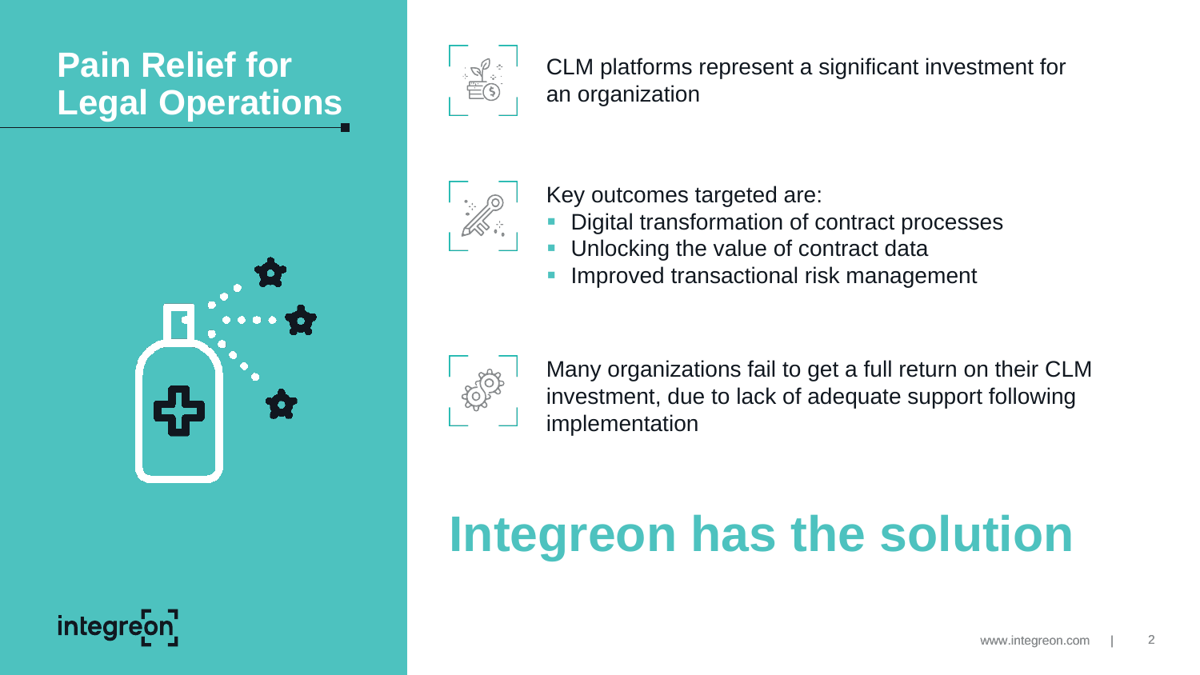# Pain Relief for Legal Operations

CLM platforms represent a significant investment for an organization

Key outcomes targeted are:

- Digital transformation of contract processes
- Unlocking the value of contract data
- Improved transactional risk management

Many organizations fail to get a full return on their CLM investment, due to lack of adequate support following implementation

## Integreon has the solution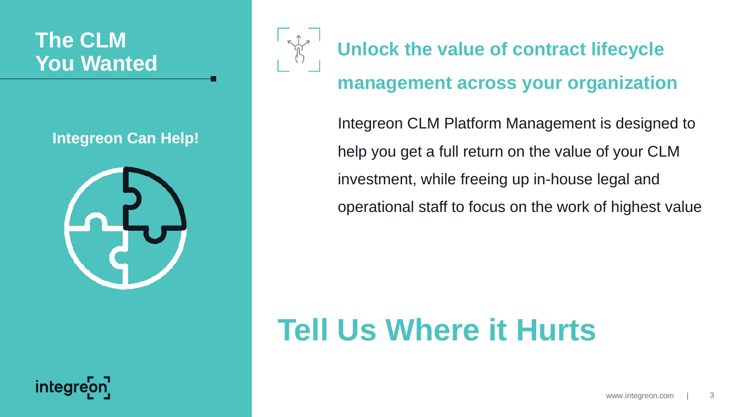# The CLM You Wanted

**Integreon Can Help!**

## Unlock the value of contract lifecycle management across your organization

Integreon CLM Platform Management is designed to help you get a full return on the value of your CLM investment, while freeing up in-house legal and operational staff to focus on the work of highest value

# Tell Us Where it Hurts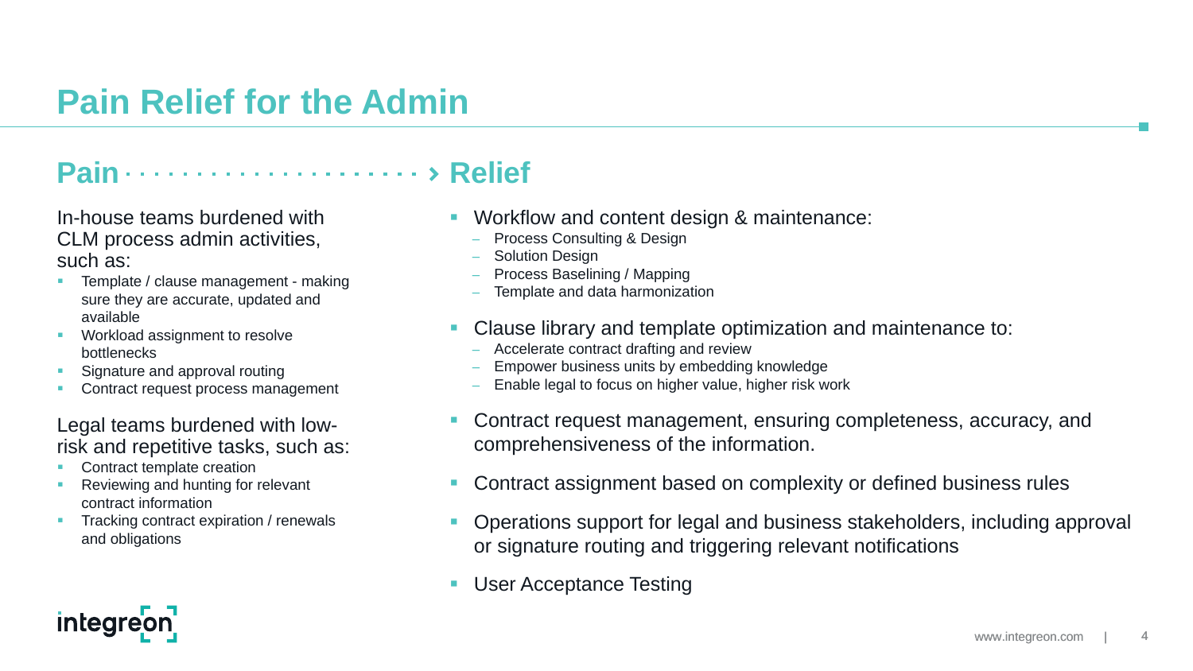# Pain Relief for the Admin

## Pain

In-house teams burdened with CLM process admin activities, such as:

- Template / clause management - making sure they are accurate, updated and available
- Workload assignment to resolve bottlenecks
- Signature and approval routing
- Contract request process management

Legal teams burdened with low-risk and repetitive tasks, such as:

- Contract template creation
- Reviewing and hunting for relevant contract information
- Tracking contract expiration / renewals and obligations

## Relief

- Workflow and content design & maintenance:
  - Process Consulting & Design
  - Solution Design
  - Process Baselining / Mapping
  - Template and data harmonization
- Clause library and template optimization and maintenance to:
  - Accelerate contract drafting and review
  - Empower business units by embedding knowledge
  - Enable legal to focus on higher value, higher risk work
- Contract request management, ensuring completeness, accuracy, and comprehensiveness of the information.
- Contract assignment based on complexity or defined business rules
- Operations support for legal and business stakeholders, including approval or signature routing and triggering relevant notifications
- User Acceptance Testing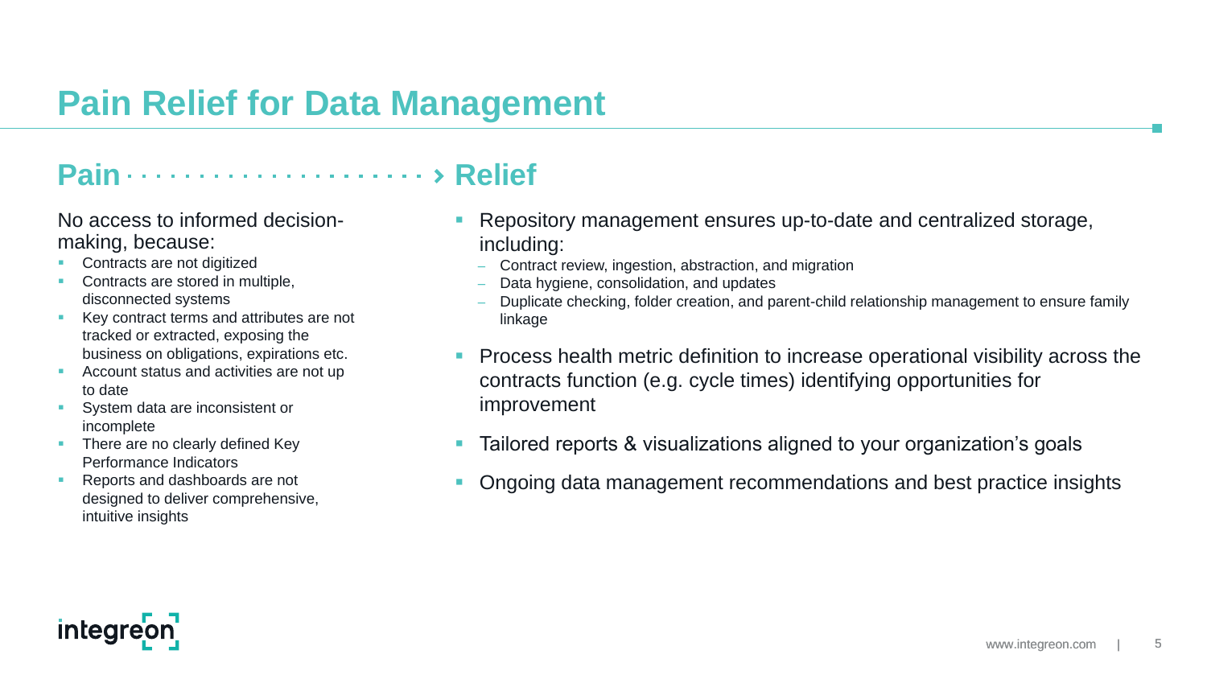# Pain Relief for Data Management

## Pain

No access to informed decision-making, because:

- Contracts are not digitized
- Contracts are stored in multiple, disconnected systems
- Key contract terms and attributes are not tracked or extracted, exposing the business on obligations, expirations etc.
- Account status and activities are not up to date
- System data are inconsistent or incomplete
- There are no clearly defined Key Performance Indicators
- Reports and dashboards are not designed to deliver comprehensive, intuitive insights

## Relief

- Repository management ensures up-to-date and centralized storage, including:
  - Contract review, ingestion, abstraction, and migration
  - Data hygiene, consolidation, and updates
  - Duplicate checking, folder creation, and parent-child relationship management to ensure family linkage
- Process health metric definition to increase operational visibility across the contracts function (e.g. cycle times) identifying opportunities for improvement
- Tailored reports & visualizations aligned to your organization's goals
- Ongoing data management recommendations and best practice insights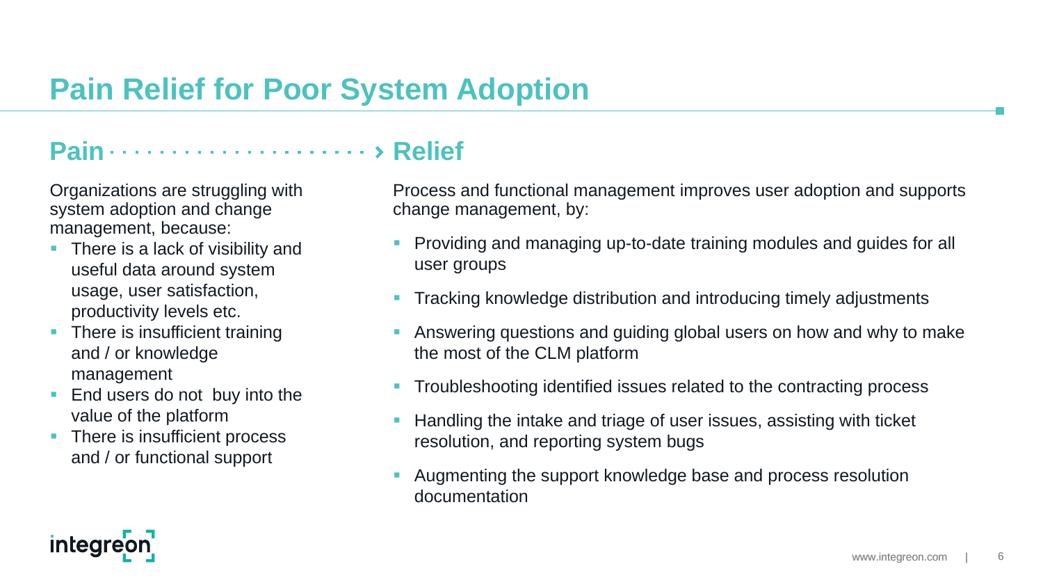# Pain Relief for Poor System Adoption

## Pain ····················› Relief

Organizations are struggling with system adoption and change management, because:

- There is a lack of visibility and useful data around system usage, user satisfaction, productivity levels etc.
- There is insufficient training and / or knowledge management
- End users do not buy into the value of the platform
- There is insufficient process and / or functional support

Process and functional management improves user adoption and supports change management, by:

- Providing and managing up-to-date training modules and guides for all user groups
- Tracking knowledge distribution and introducing timely adjustments
- Answering questions and guiding global users on how and why to make the most of the CLM platform
- Troubleshooting identified issues related to the contracting process
- Handling the intake and triage of user issues, assisting with ticket resolution, and reporting system bugs
- Augmenting the support knowledge base and process resolution documentation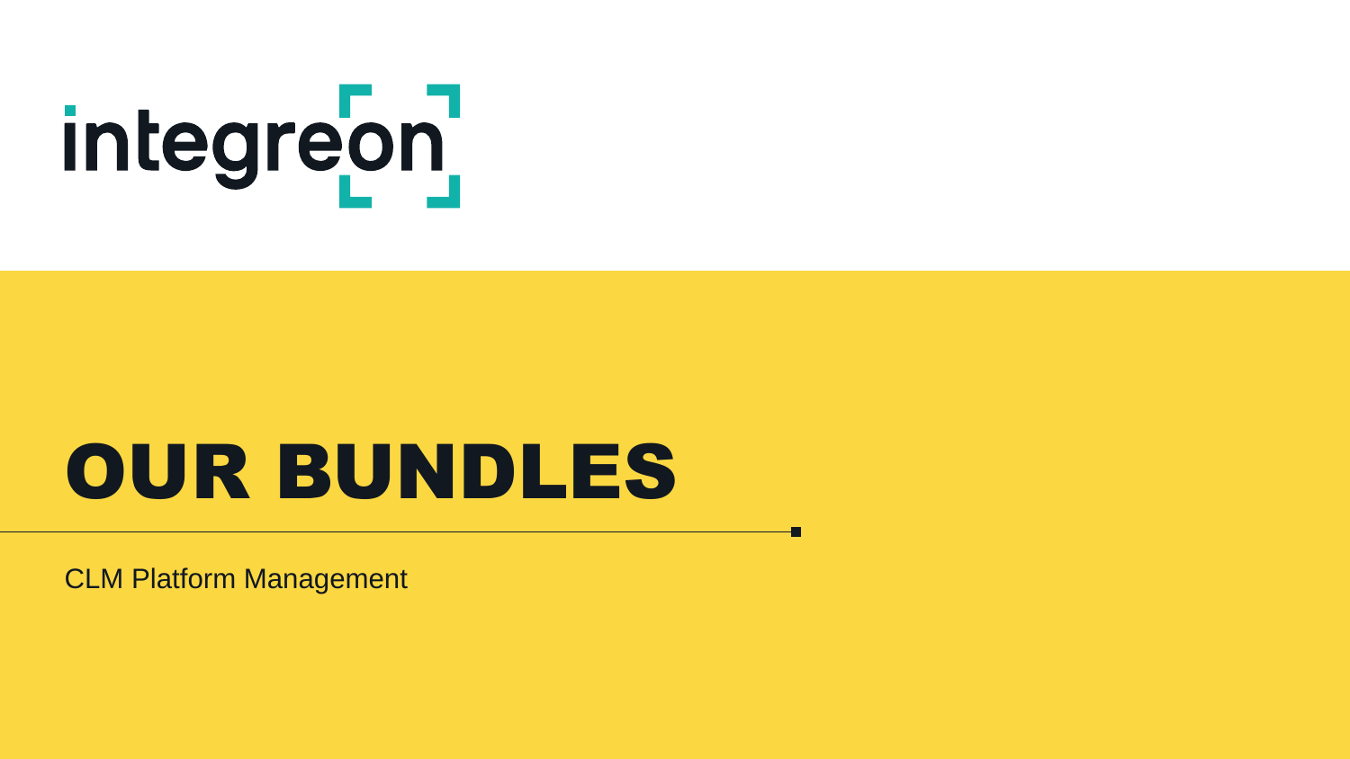integreon

# OUR BUNDLES

CLM Platform Management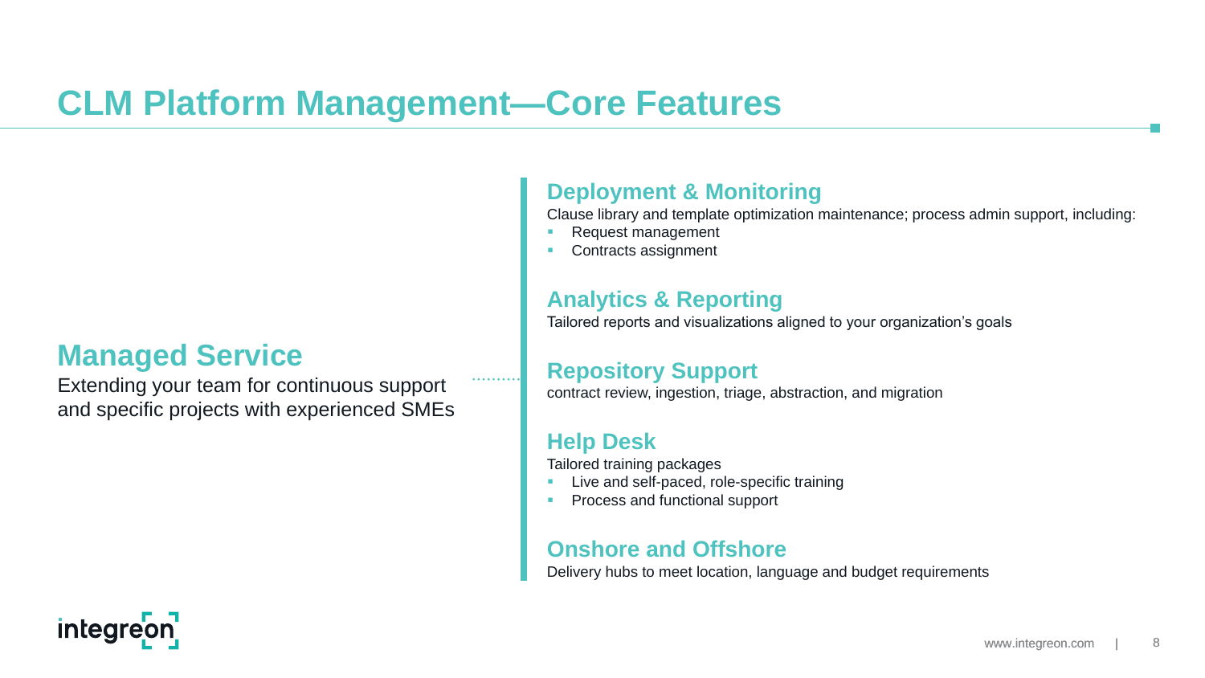# CLM Platform Management—Core Features

## Managed Service

Extending your team for continuous support and specific projects with experienced SMEs

### Deployment & Monitoring

Clause library and template optimization maintenance; process admin support, including:

- Request management
- Contracts assignment

### Analytics & Reporting

Tailored reports and visualizations aligned to your organization's goals

### Repository Support

contract review, ingestion, triage, abstraction, and migration

### Help Desk

Tailored training packages

- Live and self-paced, role-specific training
- Process and functional support

### Onshore and Offshore

Delivery hubs to meet location, language and budget requirements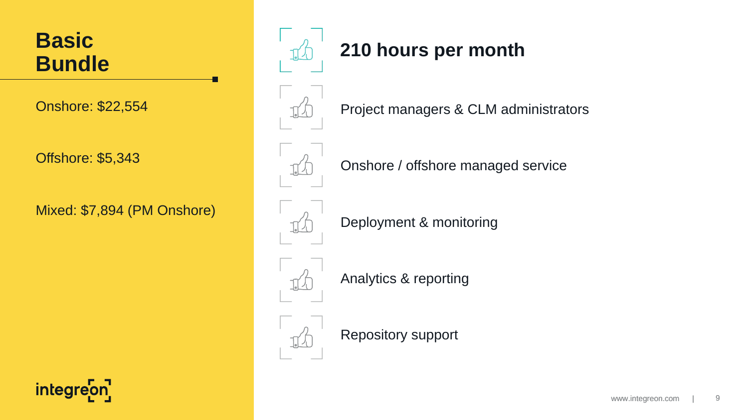# Basic Bundle

Onshore: $22,554

Offshore: $5,343

Mixed: $7,894 (PM Onshore)

integreon

## 210 hours per month

- Project managers & CLM administrators
- Onshore / offshore managed service
- Deployment & monitoring
- Analytics & reporting
- Repository support

www.integreon.com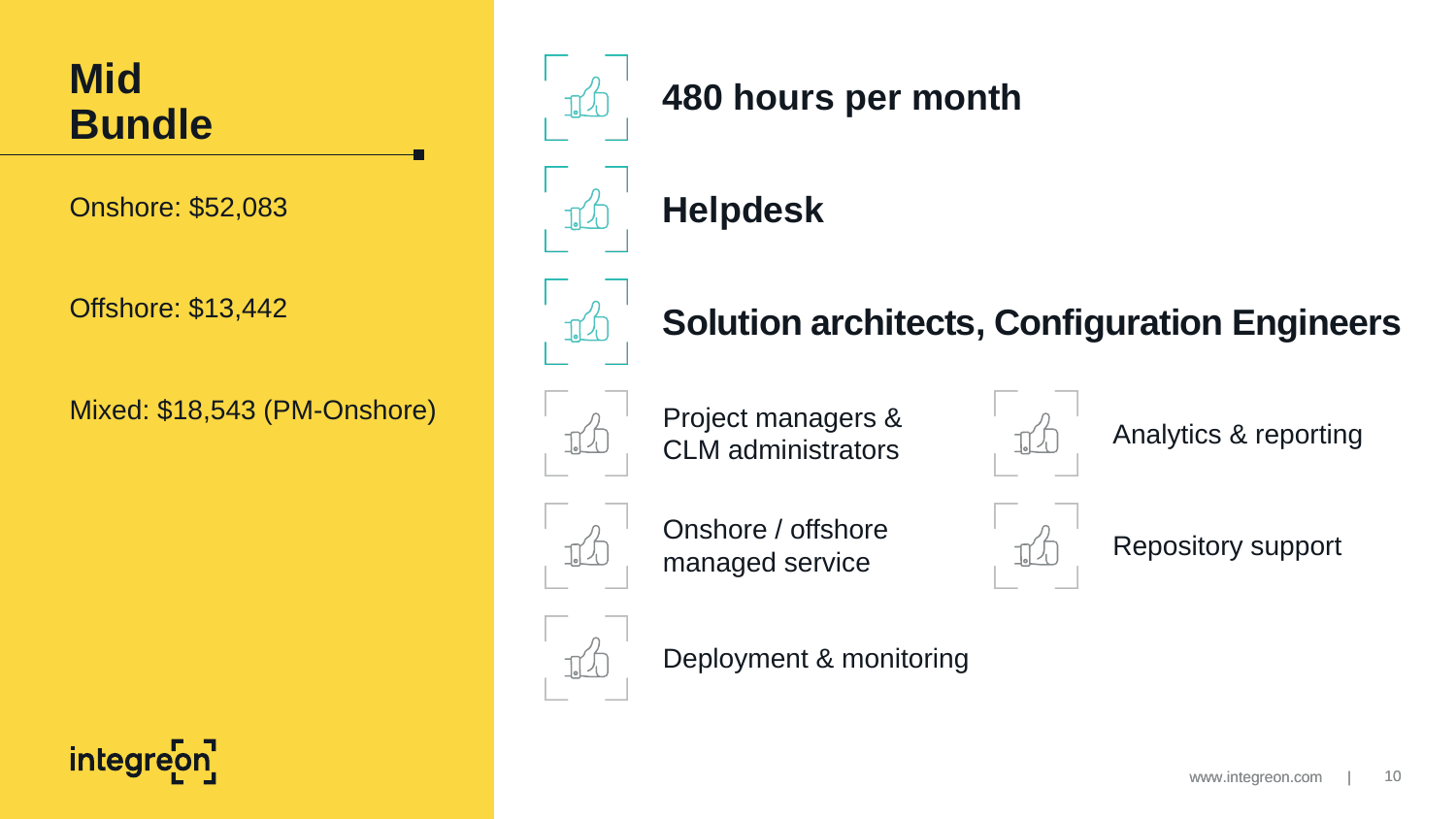# Mid Bundle

Onshore: $52,083

Offshore: $13,442

Mixed: $18,543 (PM-Onshore)

- **480 hours per month**
- **Helpdesk**
- **Solution architects, Configuration Engineers**
- Project managers & CLM administrators
- Analytics & reporting
- Onshore / offshore managed service
- Repository support
- Deployment & monitoring

integreon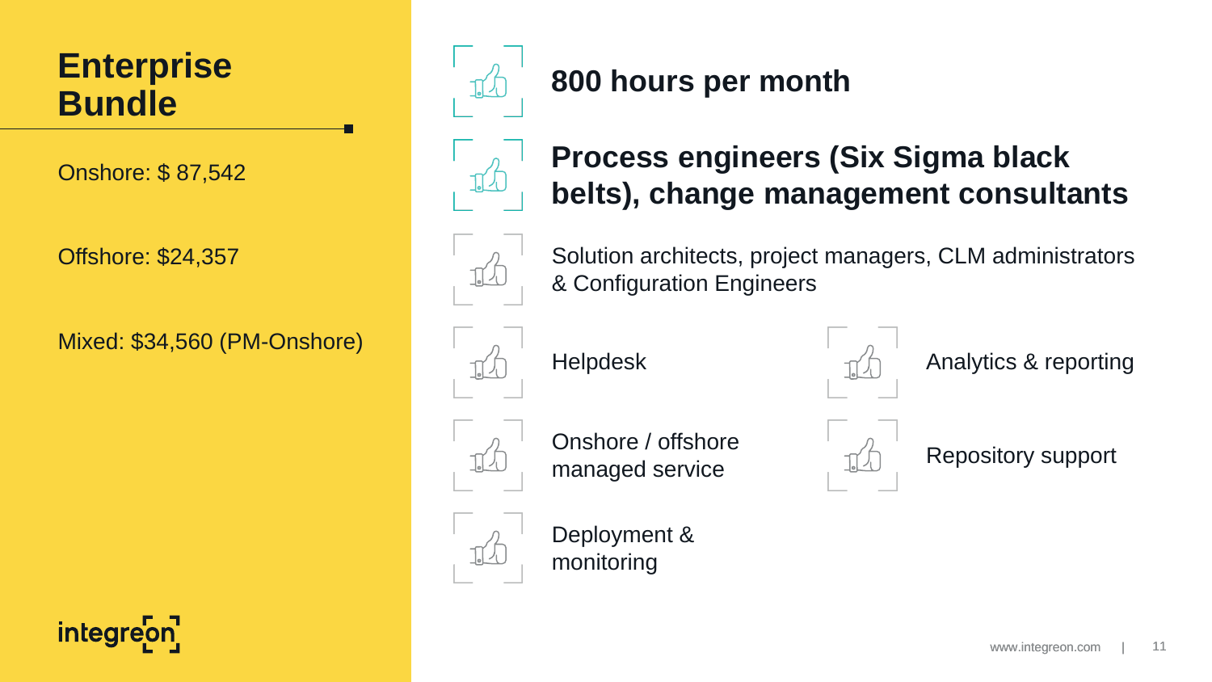# Enterprise Bundle

Onshore: $ 87,542

Offshore: $24,357

Mixed: $34,560 (PM-Onshore)

**800 hours per month**

**Process engineers (Six Sigma black belts), change management consultants**

Solution architects, project managers, CLM administrators & Configuration Engineers

Helpdesk

Analytics & reporting

Onshore / offshore managed service

Repository support

Deployment & monitoring

integreon

www.integreon.com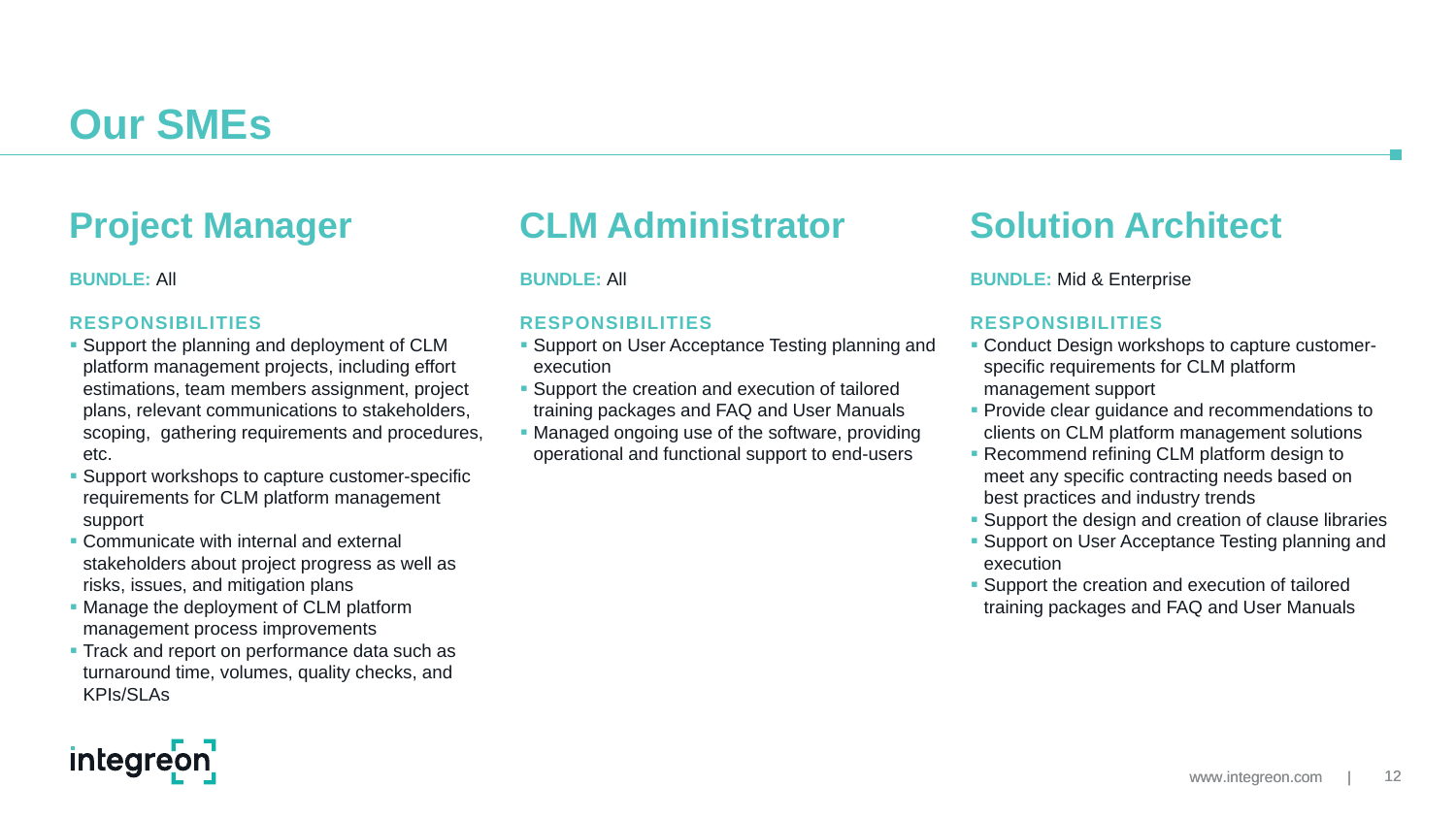# Our SMEs

## Project Manager

**BUNDLE:** All

**RESPONSIBILITIES**

- Support the planning and deployment of CLM platform management projects, including effort estimations, team members assignment, project plans, relevant communications to stakeholders, scoping, gathering requirements and procedures, etc.
- Support workshops to capture customer-specific requirements for CLM platform management support
- Communicate with internal and external stakeholders about project progress as well as risks, issues, and mitigation plans
- Manage the deployment of CLM platform management process improvements
- Track and report on performance data such as turnaround time, volumes, quality checks, and KPIs/SLAs

## CLM Administrator

**BUNDLE:** All

**RESPONSIBILITIES**

- Support on User Acceptance Testing planning and execution
- Support the creation and execution of tailored training packages and FAQ and User Manuals
- Managed ongoing use of the software, providing operational and functional support to end-users

## Solution Architect

**BUNDLE:** Mid & Enterprise

**RESPONSIBILITIES**

- Conduct Design workshops to capture customer-specific requirements for CLM platform management support
- Provide clear guidance and recommendations to clients on CLM platform management solutions
- Recommend refining CLM platform design to meet any specific contracting needs based on best practices and industry trends
- Support the design and creation of clause libraries
- Support on User Acceptance Testing planning and execution
- Support the creation and execution of tailored training packages and FAQ and User Manuals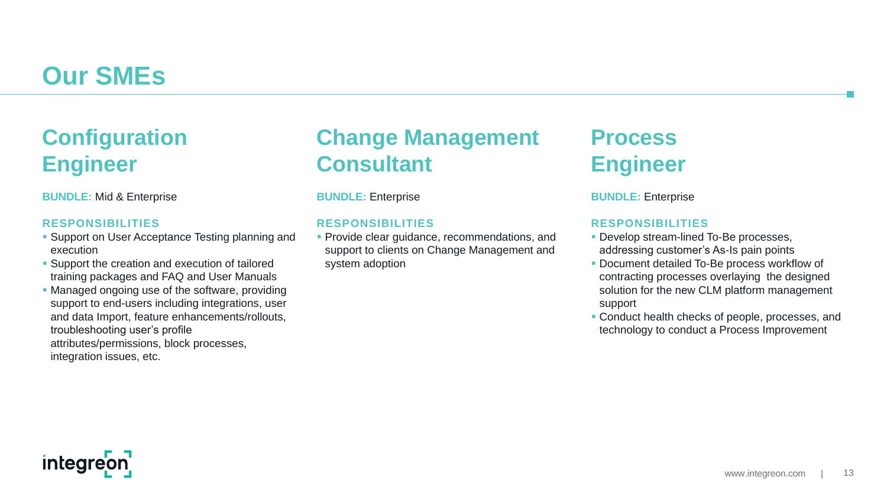# Our SMEs

## Configuration Engineer

**BUNDLE:** Mid & Enterprise

**RESPONSIBILITIES**

- Support on User Acceptance Testing planning and execution
- Support the creation and execution of tailored training packages and FAQ and User Manuals
- Managed ongoing use of the software, providing support to end-users including integrations, user and data Import, feature enhancements/rollouts, troubleshooting user's profile attributes/permissions, block processes, integration issues, etc.

## Change Management Consultant

**BUNDLE:** Enterprise

**RESPONSIBILITIES**

- Provide clear guidance, recommendations, and support to clients on Change Management and system adoption

## Process Engineer

**BUNDLE:** Enterprise

**RESPONSIBILITIES**

- Develop stream-lined To-Be processes, addressing customer's As-Is pain points
- Document detailed To-Be process workflow of contracting processes overlaying the designed solution for the new CLM platform management support
- Conduct health checks of people, processes, and technology to conduct a Process Improvement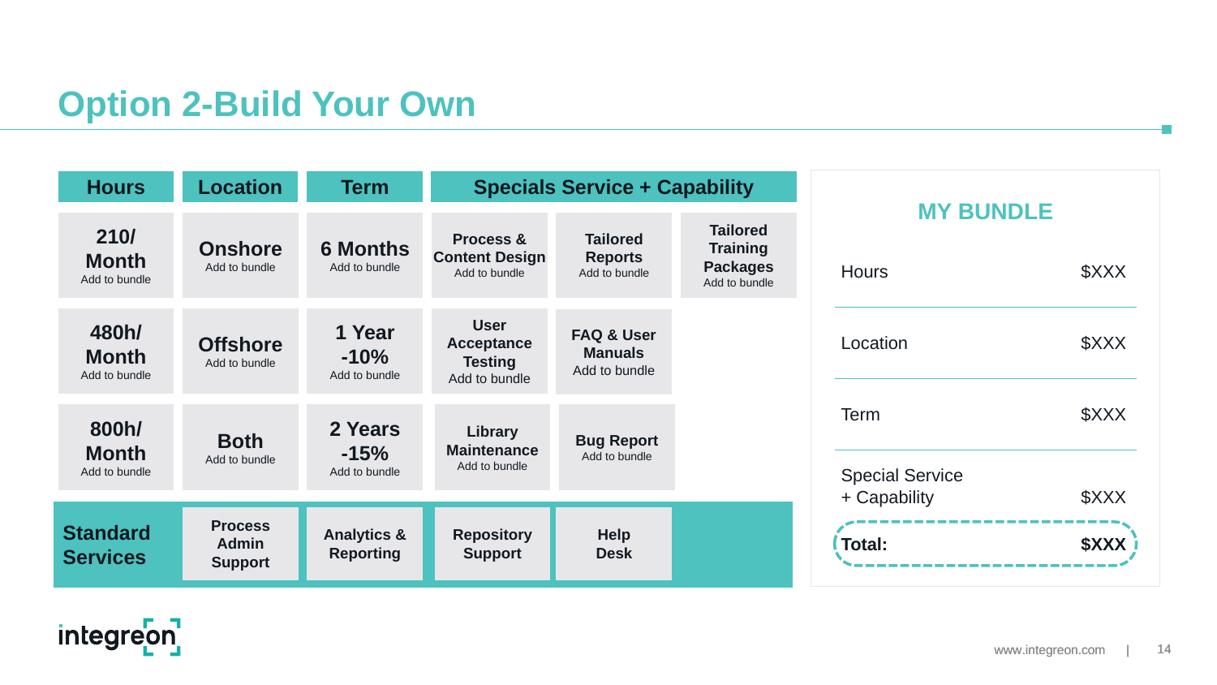# Option 2-Build Your Own

| Hours | Location | Term | Specials Service + Capability | | |
|---|---|---|---|---|---|
| **210/ Month** Add to bundle | **Onshore** Add to bundle | **6 Months** Add to bundle | **Process & Content Design** Add to bundle | **Tailored Reports** Add to bundle | **Tailored Training Packages** Add to bundle |
| **480h/ Month** Add to bundle | **Offshore** Add to bundle | **1 Year -10%** Add to bundle | **User Acceptance Testing** Add to bundle | **FAQ & User Manuals** Add to bundle | |
| **800h/ Month** Add to bundle | **Both** Add to bundle | **2 Years -15%** Add to bundle | **Library Maintenance** Add to bundle | **Bug Report** Add to bundle | |

| **Standard Services** | **Process Admin Support** | **Analytics & Reporting** | **Repository Support** | **Help Desk** |
|---|---|---|---|---|

## MY BUNDLE

| | |
|---|---|
| Hours | $XXX |
| Location | $XXX |
| Term | $XXX |
| Special Service + Capability | $XXX |
| **Total:** | **$XXX** |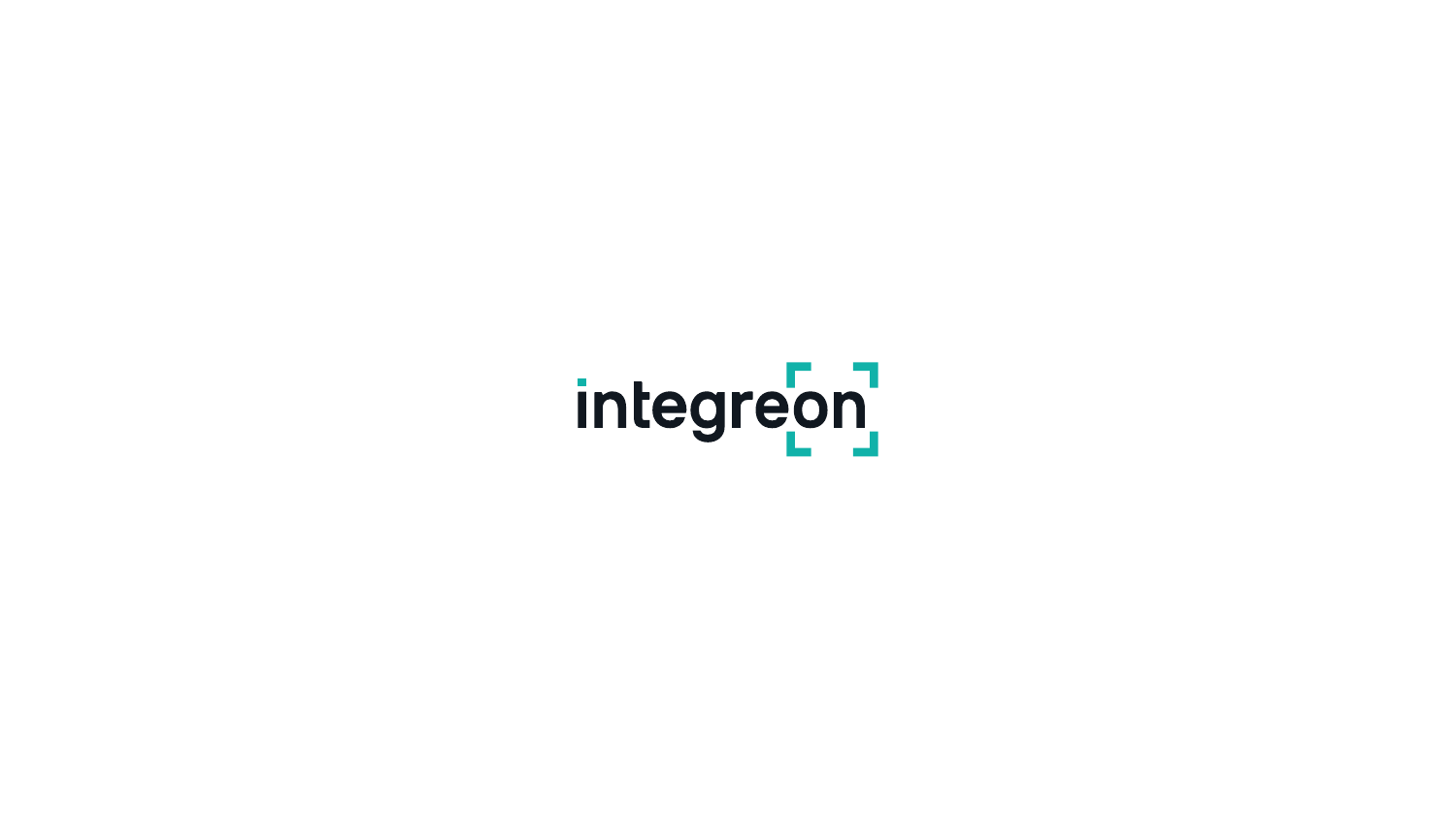integreon